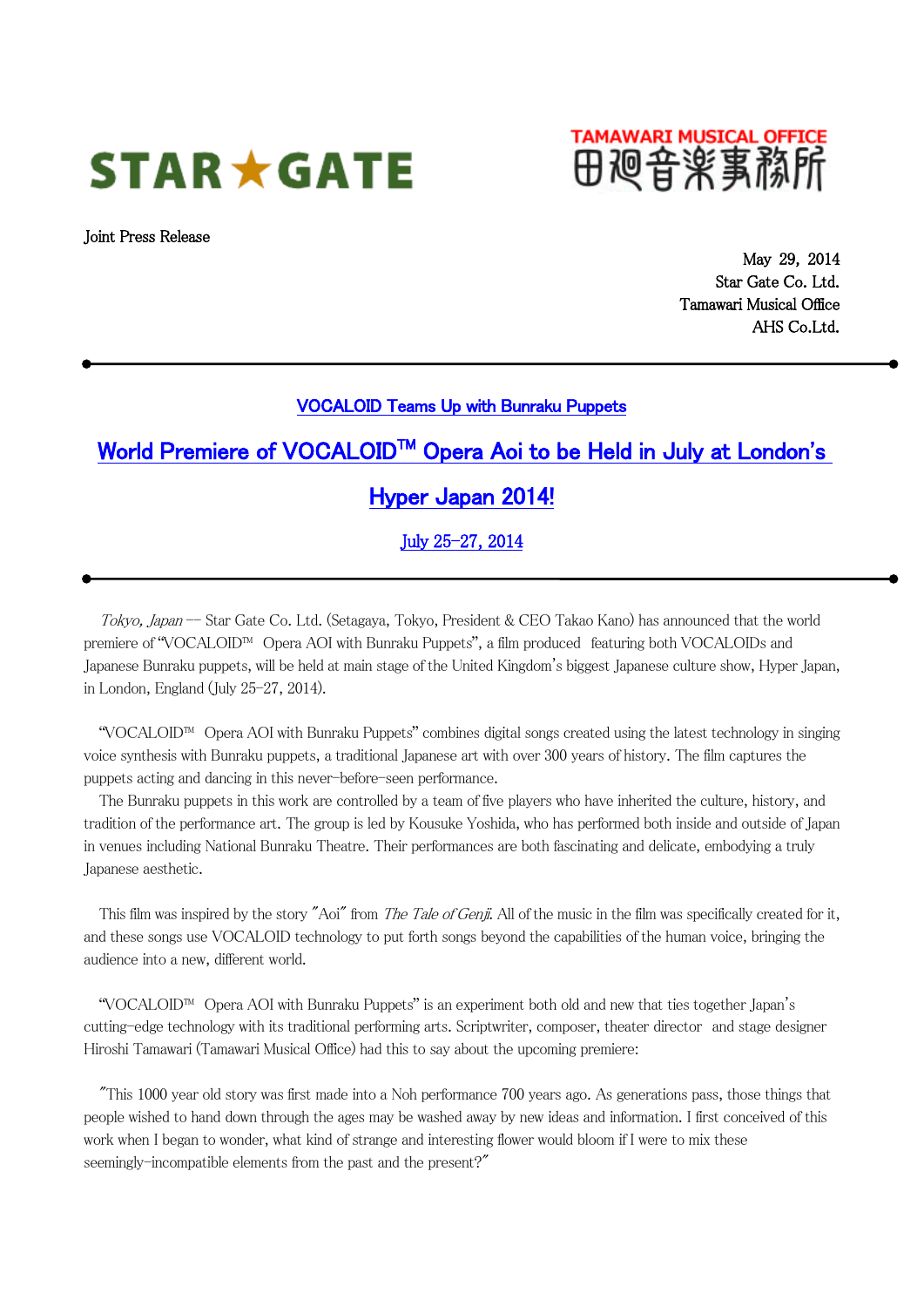STAR★GATE

TAMAWARI MUSICAL OFFICE
田廻音楽事務所

Joint Press Release

May 29, 2014
Star Gate Co. Ltd.
Tamawari Musical Office
AHS Co.Ltd.

---

## VOCALOID Teams Up with Bunraku Puppets

# World Premiere of VOCALOID™ Opera Aoi to be Held in July at London's Hyper Japan 2014!

## July 25-27, 2014

---

*Tokyo, Japan* — Star Gate Co. Ltd. (Setagaya, Tokyo, President & CEO Takao Kano) has announced that the world premiere of "VOCALOID™ Opera AOI with Bunraku Puppets", a film produced featuring both VOCALOIDs and Japanese Bunraku puppets, will be held at main stage of the United Kingdom's biggest Japanese culture show, Hyper Japan, in London, England (July 25-27, 2014).

"VOCALOID™ Opera AOI with Bunraku Puppets" combines digital songs created using the latest technology in singing voice synthesis with Bunraku puppets, a traditional Japanese art with over 300 years of history. The film captures the puppets acting and dancing in this never-before-seen performance.

The Bunraku puppets in this work are controlled by a team of five players who have inherited the culture, history, and tradition of the performance art. The group is led by Kousuke Yoshida, who has performed both inside and outside of Japan in venues including National Bunraku Theatre. Their performances are both fascinating and delicate, embodying a truly Japanese aesthetic.

This film was inspired by the story "Aoi" from *The Tale of Genji*. All of the music in the film was specifically created for it, and these songs use VOCALOID technology to put forth songs beyond the capabilities of the human voice, bringing the audience into a new, different world.

"VOCALOID™ Opera AOI with Bunraku Puppets" is an experiment both old and new that ties together Japan's cutting-edge technology with its traditional performing arts. Scriptwriter, composer, theater director and stage designer Hiroshi Tamawari (Tamawari Musical Office) had this to say about the upcoming premiere:

"This 1000 year old story was first made into a Noh performance 700 years ago. As generations pass, those things that people wished to hand down through the ages may be washed away by new ideas and information. I first conceived of this work when I began to wonder, what kind of strange and interesting flower would bloom if I were to mix these seemingly-incompatible elements from the past and the present?"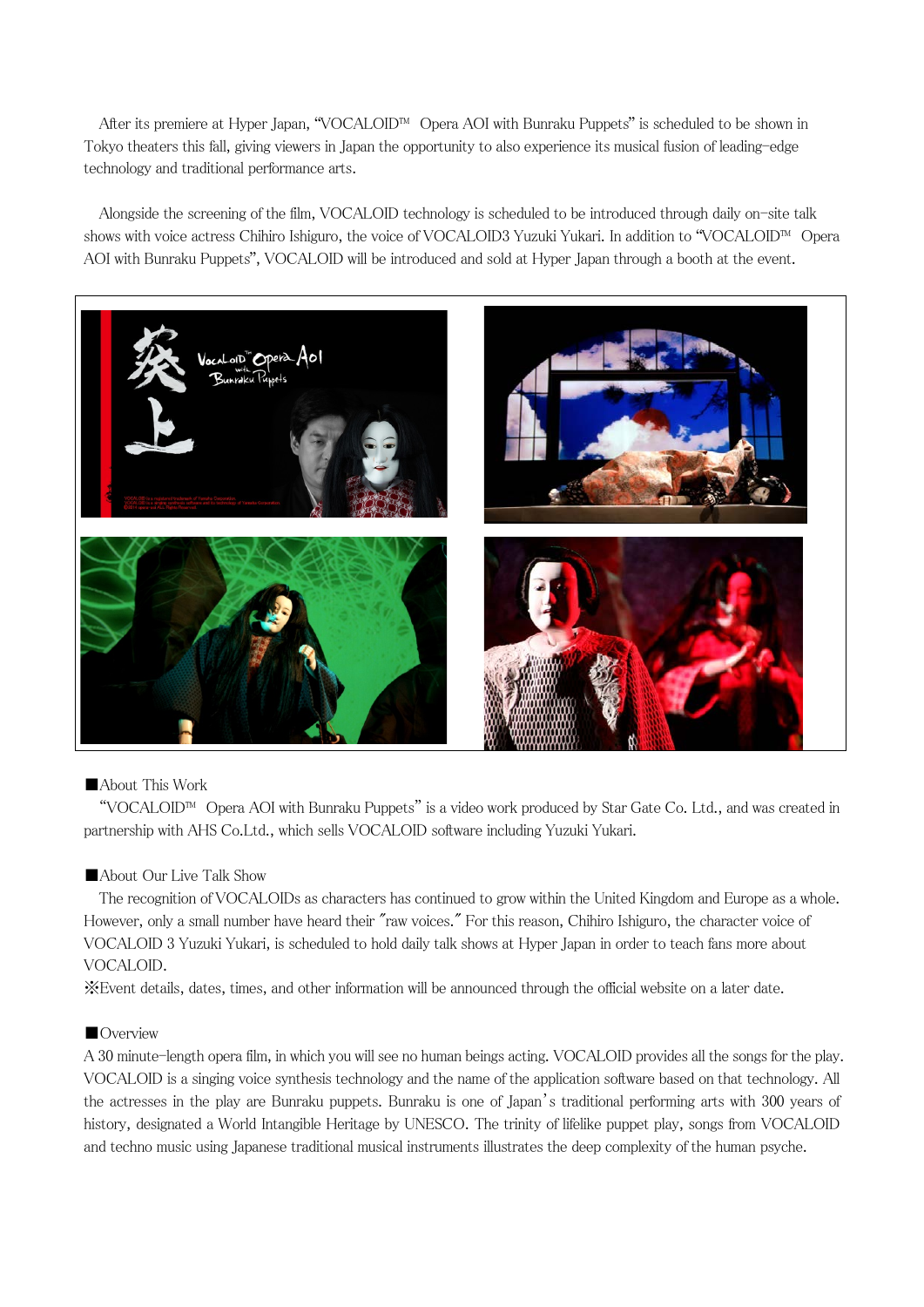After its premiere at Hyper Japan, “VOCALOID™ Opera AOI with Bunraku Puppets” is scheduled to be shown in Tokyo theaters this fall, giving viewers in Japan the opportunity to also experience its musical fusion of leading-edge technology and traditional performance arts.

Alongside the screening of the film, VOCALOID technology is scheduled to be introduced through daily on-site talk shows with voice actress Chihiro Ishiguro, the voice of VOCALOID3 Yuzuki Yukari. In addition to “VOCALOID™ Opera AOI with Bunraku Puppets”, VOCALOID will be introduced and sold at Hyper Japan through a booth at the event.

■About This Work

“VOCALOID™ Opera AOI with Bunraku Puppets” is a video work produced by Star Gate Co. Ltd., and was created in partnership with AHS Co.Ltd., which sells VOCALOID software including Yuzuki Yukari.

■About Our Live Talk Show

The recognition of VOCALOIDs as characters has continued to grow within the United Kingdom and Europe as a whole. However, only a small number have heard their ″raw voices.″ For this reason, Chihiro Ishiguro, the character voice of VOCALOID 3 Yuzuki Yukari, is scheduled to hold daily talk shows at Hyper Japan in order to teach fans more about VOCALOID.

※Event details, dates, times, and other information will be announced through the official website on a later date.

■Overview

A 30 minute-length opera film, in which you will see no human beings acting. VOCALOID provides all the songs for the play. VOCALOID is a singing voice synthesis technology and the name of the application software based on that technology. All the actresses in the play are Bunraku puppets. Bunraku is one of Japan's traditional performing arts with 300 years of history, designated a World Intangible Heritage by UNESCO. The trinity of lifelike puppet play, songs from VOCALOID and techno music using Japanese traditional musical instruments illustrates the deep complexity of the human psyche.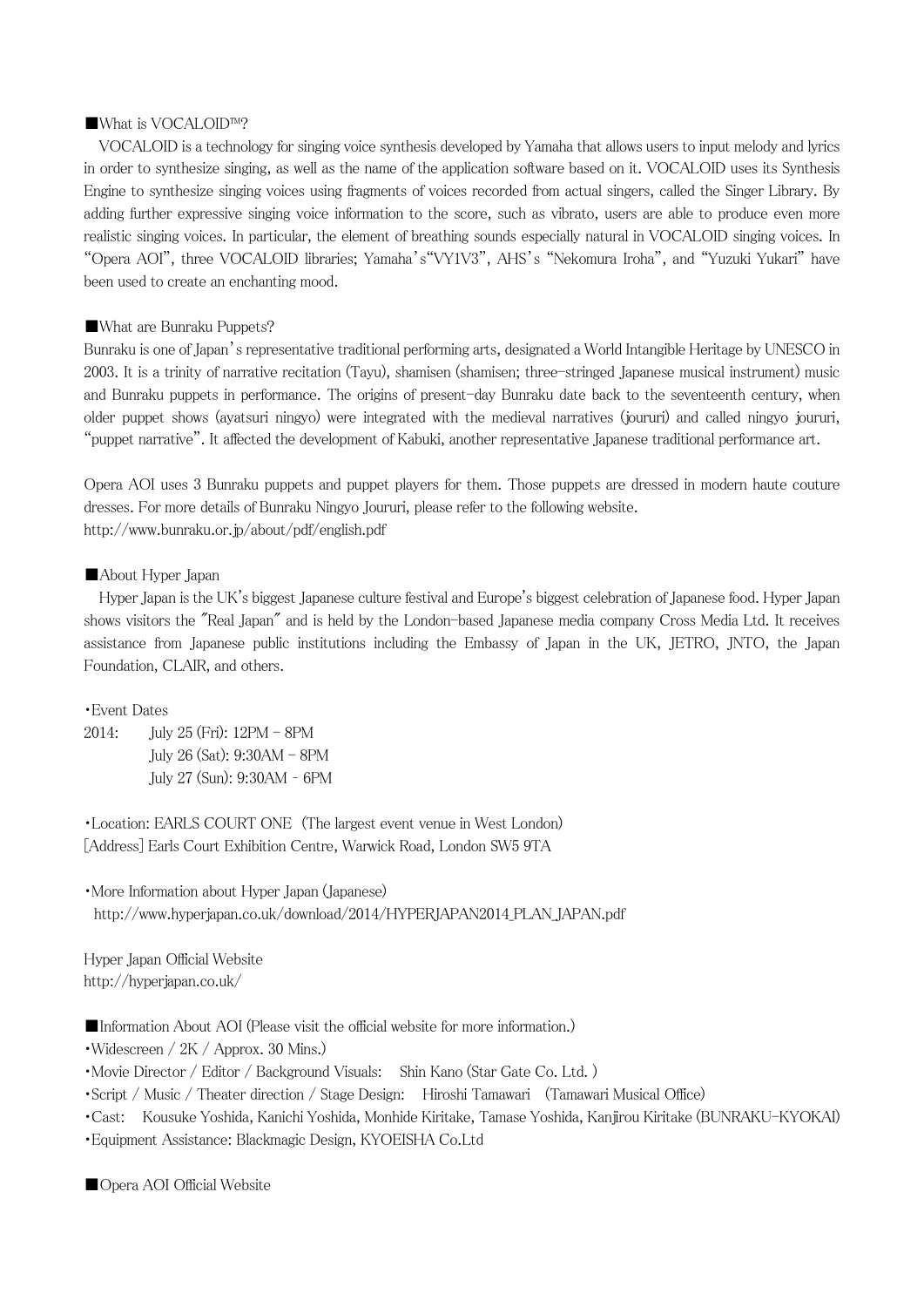■What is VOCALOID™?

VOCALOID is a technology for singing voice synthesis developed by Yamaha that allows users to input melody and lyrics in order to synthesize singing, as well as the name of the application software based on it. VOCALOID uses its Synthesis Engine to synthesize singing voices using fragments of voices recorded from actual singers, called the Singer Library. By adding further expressive singing voice information to the score, such as vibrato, users are able to produce even more realistic singing voices. In particular, the element of breathing sounds especially natural in VOCALOID singing voices. In "Opera AOI", three VOCALOID libraries; Yamaha's"VY1V3", AHS's "Nekomura Iroha", and "Yuzuki Yukari" have been used to create an enchanting mood.

■What are Bunraku Puppets?

Bunraku is one of Japan's representative traditional performing arts, designated a World Intangible Heritage by UNESCO in 2003. It is a trinity of narrative recitation (Tayu), shamisen (shamisen; three-stringed Japanese musical instrument) music and Bunraku puppets in performance. The origins of present-day Bunraku date back to the seventeenth century, when older puppet shows (ayatsuri ningyo) were integrated with the medieval narratives (joururi) and called ningyo joururi, "puppet narrative". It affected the development of Kabuki, another representative Japanese traditional performance art.

Opera AOI uses 3 Bunraku puppets and puppet players for them. Those puppets are dressed in modern haute couture dresses. For more details of Bunraku Ningyo Joururi, please refer to the following website.
http://www.bunraku.or.jp/about/pdf/english.pdf

■About Hyper Japan

Hyper Japan is the UK's biggest Japanese culture festival and Europe's biggest celebration of Japanese food. Hyper Japan shows visitors the "Real Japan" and is held by the London-based Japanese media company Cross Media Ltd. It receives assistance from Japanese public institutions including the Embassy of Japan in the UK, JETRO, JNTO, the Japan Foundation, CLAIR, and others.

・Event Dates

2014: July 25 (Fri): 12PM – 8PM
July 26 (Sat): 9:30AM – 8PM
July 27 (Sun): 9:30AM - 6PM

・Location: EARLS COURT ONE (The largest event venue in West London)
[Address] Earls Court Exhibition Centre, Warwick Road, London SW5 9TA

・More Information about Hyper Japan (Japanese)
http://www.hyperjapan.co.uk/download/2014/HYPERJAPAN2014_PLAN_JAPAN.pdf

Hyper Japan Official Website
http://hyperjapan.co.uk/

■Information About AOI (Please visit the official website for more information.)

・Widescreen / 2K / Approx. 30 Mins.)
・Movie Director / Editor / Background Visuals: Shin Kano (Star Gate Co. Ltd. )
・Script / Music / Theater direction / Stage Design: Hiroshi Tamawari (Tamawari Musical Office)
・Cast: Kousuke Yoshida, Kanichi Yoshida, Monhide Kiritake, Tamase Yoshida, Kanjirou Kiritake (BUNRAKU-KYOKAI)
・Equipment Assistance: Blackmagic Design, KYOEISHA Co.Ltd

■Opera AOI Official Website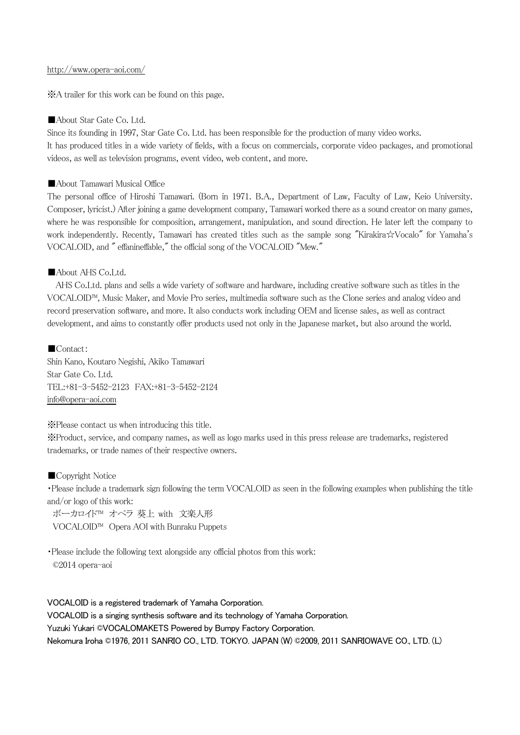http://www.opera-aoi.com/

※A trailer for this work can be found on this page.

■About Star Gate Co. Ltd.

Since its founding in 1997, Star Gate Co. Ltd. has been responsible for the production of many video works.
It has produced titles in a wide variety of fields, with a focus on commercials, corporate video packages, and promotional videos, as well as television programs, event video, web content, and more.

■About Tamawari Musical Office

The personal office of Hiroshi Tamawari. (Born in 1971. B.A., Department of Law, Faculty of Law, Keio University. Composer, lyricist.) After joining a game development company, Tamawari worked there as a sound creator on many games, where he was responsible for composition, arrangement, manipulation, and sound direction. He later left the company to work independently. Recently, Tamawari has created titles such as the sample song "Kirakira☆Vocalo" for Yamaha's VOCALOID, and " effanineffable," the official song of the VOCALOID "Mew."

■About AHS Co.Ltd.

AHS Co.Ltd. plans and sells a wide variety of software and hardware, including creative software such as titles in the VOCALOID™, Music Maker, and Movie Pro series, multimedia software such as the Clone series and analog video and record preservation software, and more. It also conducts work including OEM and license sales, as well as contract development, and aims to constantly offer products used not only in the Japanese market, but also around the world.

■Contact:

Shin Kano, Koutaro Negishi, Akiko Tamawari
Star Gate Co. Ltd.
TEL:+81-3-5452-2123　FAX:+81-3-5452-2124
info@opera-aoi.com

※Please contact us when introducing this title.
※Product, service, and company names, as well as logo marks used in this press release are trademarks, registered trademarks, or trade names of their respective owners.

■Copyright Notice

・Please include a trademark sign following the term VOCALOID as seen in the following examples when publishing the title and/or logo of this work:
　ボーカロイド™ オペラ 葵上 with 文楽人形
　VOCALOID™ Opera AOI with Bunraku Puppets

・Please include the following text alongside any official photos from this work:
　©2014 opera-aoi

VOCALOID is a registered trademark of Yamaha Corporation.
VOCALOID is a singing synthesis software and its technology of Yamaha Corporation.
Yuzuki Yukari ©VOCALOMAKETS Powered by Bumpy Factory Corporation.
Nekomura Iroha ©1976, 2011 SANRIO CO., LTD. TOKYO. JAPAN (W) ©2009, 2011 SANRIOWAVE CO., LTD. (L)